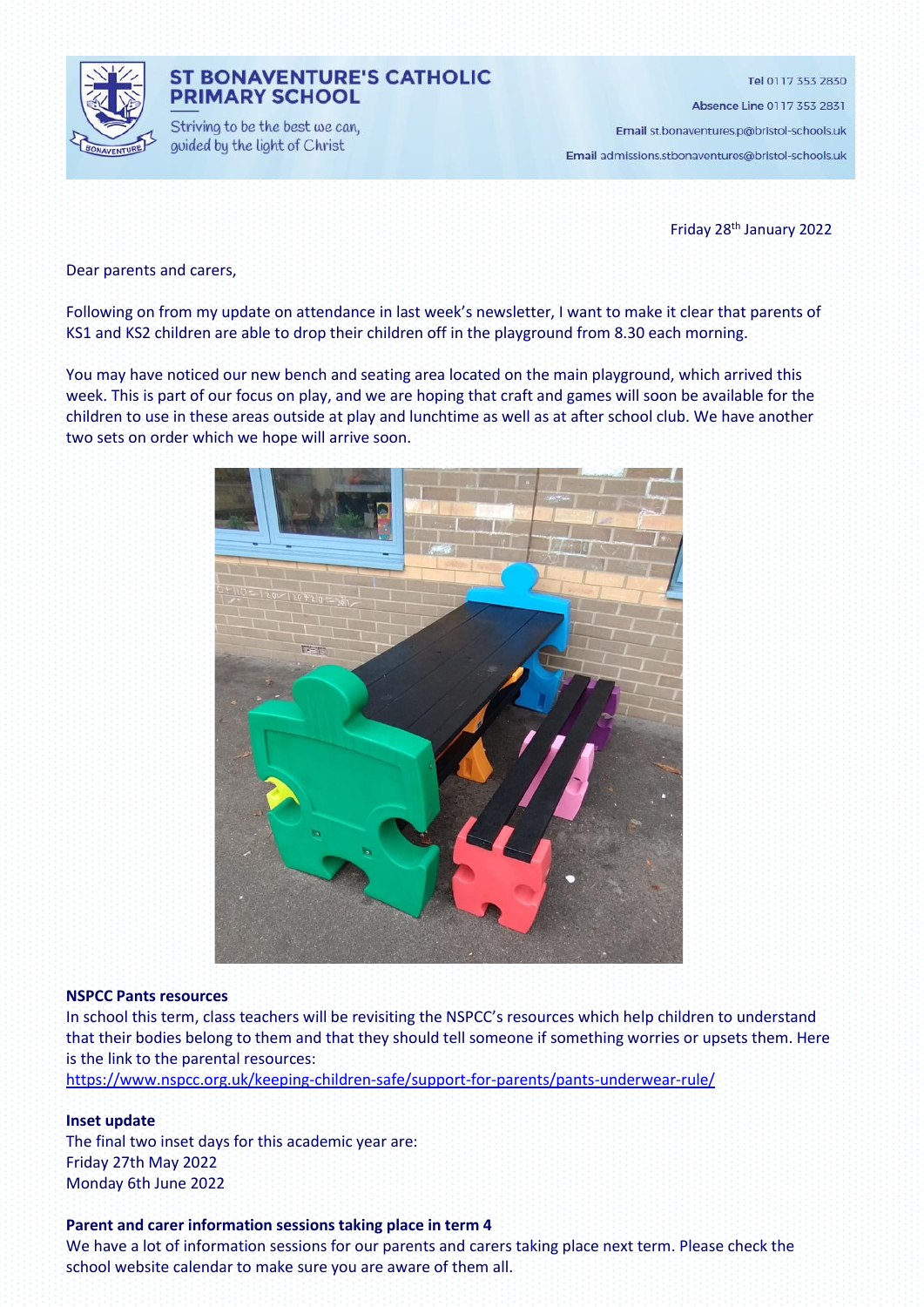# ST BONAVENTURE'S CATHOLIC PRIMARY SCHOOL

Striving to be the best we can, guided by the light of Christ

**Tel** 0117 353 2830

**Absence Line** 0117 353 2831

**Email** st.bonaventures.p@bristol-schools.uk

**Email** admissions.stbonaventures@bristol-schools.uk

Friday 28th January 2022

Dear parents and carers,

Following on from my update on attendance in last week's newsletter, I want to make it clear that parents of KS1 and KS2 children are able to drop their children off in the playground from 8.30 each morning.

You may have noticed our new bench and seating area located on the main playground, which arrived this week. This is part of our focus on play, and we are hoping that craft and games will soon be available for the children to use in these areas outside at play and lunchtime as well as at after school club. We have another two sets on order which we hope will arrive soon.

**NSPCC Pants resources**

In school this term, class teachers will be revisiting the NSPCC's resources which help children to understand that their bodies belong to them and that they should tell someone if something worries or upsets them. Here is the link to the parental resources:
https://www.nspcc.org.uk/keeping-children-safe/support-for-parents/pants-underwear-rule/

**Inset update**

The final two inset days for this academic year are:
Friday 27th May 2022
Monday 6th June 2022

**Parent and carer information sessions taking place in term 4**

We have a lot of information sessions for our parents and carers taking place next term. Please check the school website calendar to make sure you are aware of them all.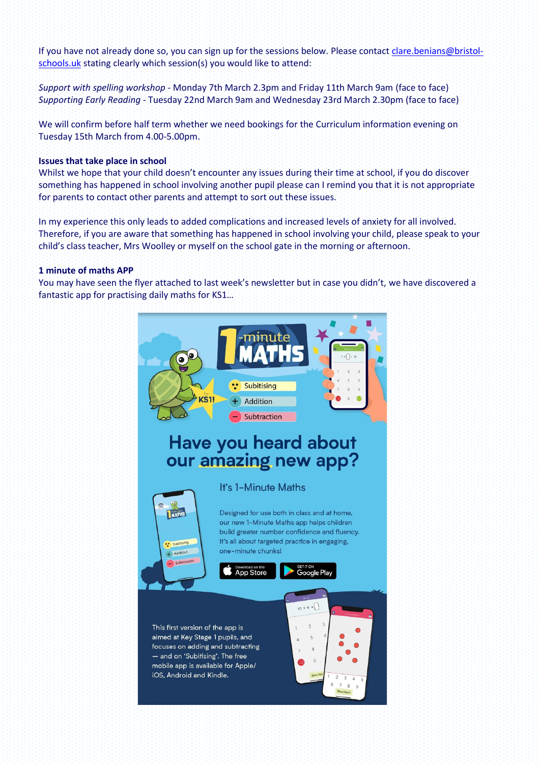If you have not already done so, you can sign up for the sessions below. Please contact [clare.benians@bristol-schools.uk](mailto:clare.benians@bristol-schools.uk) stating clearly which session(s) you would like to attend:

*Support with spelling workshop* - Monday 7th March 2.3pm and Friday 11th March 9am (face to face)
*Supporting Early Reading* - Tuesday 22nd March 9am and Wednesday 23rd March 2.30pm (face to face)

We will confirm before half term whether we need bookings for the Curriculum information evening on Tuesday 15th March from 4.00-5.00pm.

**Issues that take place in school**

Whilst we hope that your child doesn't encounter any issues during their time at school, if you do discover something has happened in school involving another pupil please can I remind you that it is not appropriate for parents to contact other parents and attempt to sort out these issues.

In my experience this only leads to added complications and increased levels of anxiety for all involved. Therefore, if you are aware that something has happened in school involving your child, please speak to your child's class teacher, Mrs Woolley or myself on the school gate in the morning or afternoon.

**1 minute of maths APP**

You may have seen the flyer attached to last week's newsletter but in case you didn't, we have discovered a fantastic app for practising daily maths for KS1…

1-minute MATHS

for KS1!

- Subitising
- Addition
- Subtraction

## Have you heard about our amazing new app?

It's 1-Minute Maths

Designed for use both in class and at home, our new 1-Minute Maths app helps children build greater number confidence and fluency. It's all about targeted practice in engaging, one-minute chunks!

Download on the App Store | GET IT ON Google Play

This first version of the app is aimed at Key Stage 1 pupils, and focuses on adding and subtracting — and on 'Subitising'. The free mobile app is available for Apple/iOS, Android and Kindle.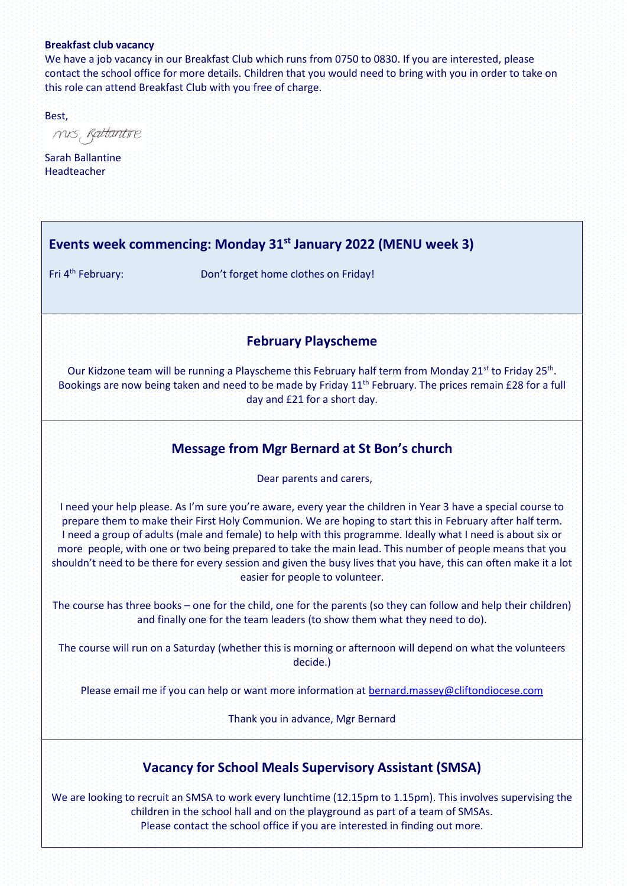**Breakfast club vacancy**

We have a job vacancy in our Breakfast Club which runs from 0750 to 0830. If you are interested, please contact the school office for more details. Children that you would need to bring with you in order to take on this role can attend Breakfast Club with you free of charge.

Best,

Mrs Ballantine

Sarah Ballantine
Headteacher

## Events week commencing: Monday 31st January 2022 (MENU week 3)

Fri 4th February: Don't forget home clothes on Friday!

## February Playscheme

Our Kidzone team will be running a Playscheme this February half term from Monday 21st to Friday 25th. Bookings are now being taken and need to be made by Friday 11th February. The prices remain £28 for a full day and £21 for a short day.

## Message from Mgr Bernard at St Bon's church

Dear parents and carers,

I need your help please. As I'm sure you're aware, every year the children in Year 3 have a special course to prepare them to make their First Holy Communion. We are hoping to start this in February after half term. I need a group of adults (male and female) to help with this programme. Ideally what I need is about six or more people, with one or two being prepared to take the main lead. This number of people means that you shouldn't need to be there for every session and given the busy lives that you have, this can often make it a lot easier for people to volunteer.

The course has three books – one for the child, one for the parents (so they can follow and help their children) and finally one for the team leaders (to show them what they need to do).

The course will run on a Saturday (whether this is morning or afternoon will depend on what the volunteers decide.)

Please email me if you can help or want more information at bernard.massey@cliftondiocese.com

Thank you in advance, Mgr Bernard

## Vacancy for School Meals Supervisory Assistant (SMSA)

We are looking to recruit an SMSA to work every lunchtime (12.15pm to 1.15pm). This involves supervising the children in the school hall and on the playground as part of a team of SMSAs.
Please contact the school office if you are interested in finding out more.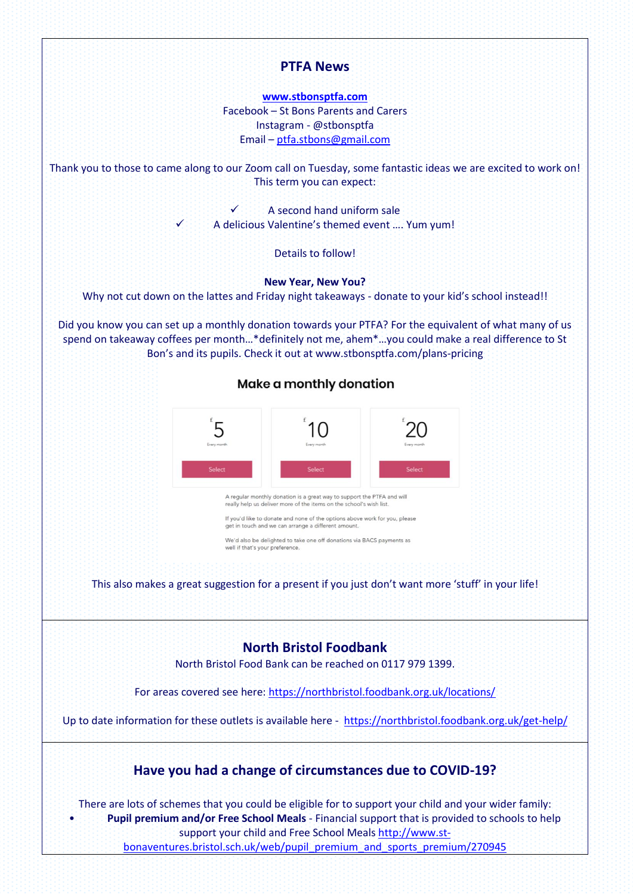## PTFA News

**www.stbonsptfa.com**
Facebook – St Bons Parents and Carers
Instagram - @stbonsptfa
Email – ptfa.stbons@gmail.com

Thank you to those to came along to our Zoom call on Tuesday, some fantastic ideas we are excited to work on! This term you can expect:

- ✓ A second hand uniform sale
- ✓ A delicious Valentine's themed event …. Yum yum!

Details to follow!

**New Year, New You?**
Why not cut down on the lattes and Friday night takeaways - donate to your kid's school instead!!

Did you know you can set up a monthly donation towards your PTFA? For the equivalent of what many of us spend on takeaway coffees per month…*definitely not me, ahem*…you could make a real difference to St Bon's and its pupils. Check it out at www.stbonsptfa.com/plans-pricing

**Make a monthly donation**

| £5 Every month | £10 Every month | £20 Every month |
|---|---|---|
| Select | Select | Select |

A regular monthly donation is a great way to support the PTFA and will really help us deliver more of the items on the school's wish list.

If you'd like to donate and none of the options above work for you, please get in touch and we can arrange a different amount.

We'd also be delighted to take one off donations via BACS payments as well if that's your preference.

This also makes a great suggestion for a present if you just don't want more 'stuff' in your life!

## North Bristol Foodbank

North Bristol Food Bank can be reached on 0117 979 1399.

For areas covered see here: https://northbristol.foodbank.org.uk/locations/

Up to date information for these outlets is available here - https://northbristol.foodbank.org.uk/get-help/

## Have you had a change of circumstances due to COVID-19?

There are lots of schemes that you could be eligible for to support your child and your wider family:

- **Pupil premium and/or Free School Meals** - Financial support that is provided to schools to help support your child and Free School Meals http://www.st-bonaventures.bristol.sch.uk/web/pupil_premium_and_sports_premium/270945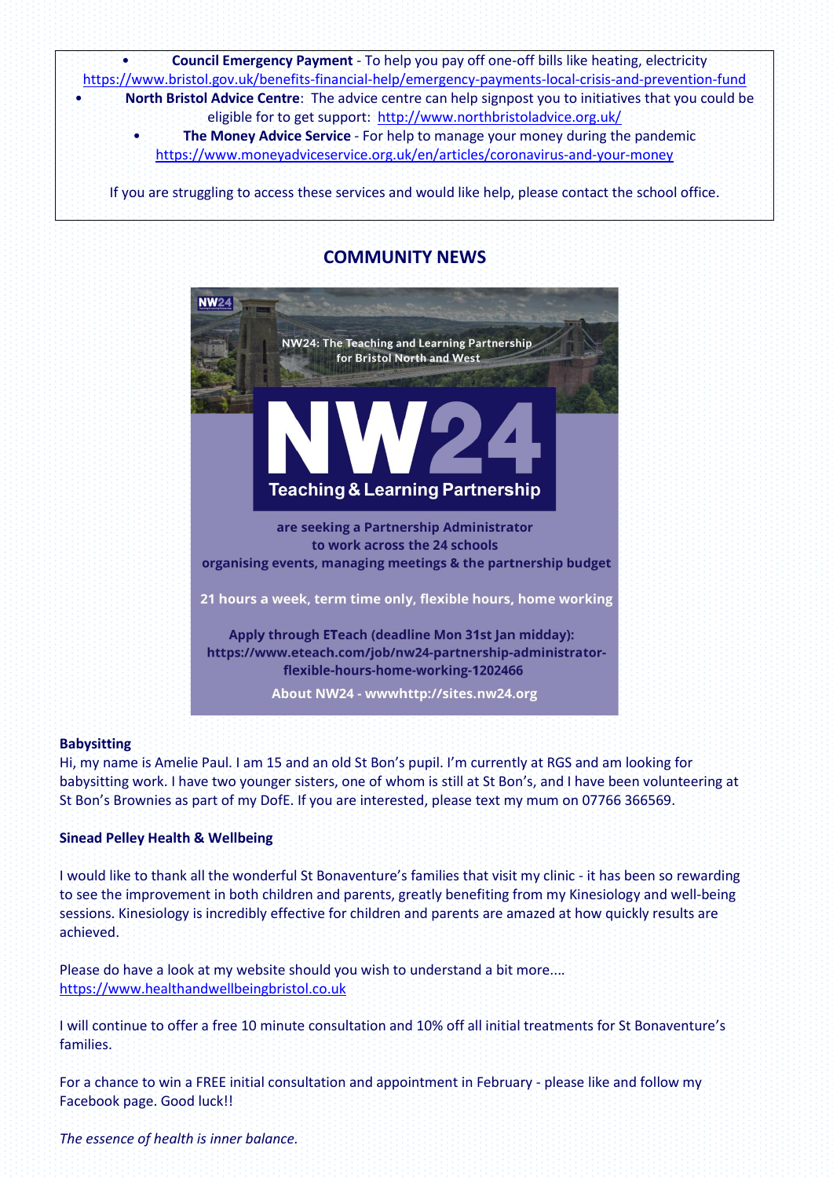- **Council Emergency Payment** - To help you pay off one-off bills like heating, electricity https://www.bristol.gov.uk/benefits-financial-help/emergency-payments-local-crisis-and-prevention-fund
- **North Bristol Advice Centre**: The advice centre can help signpost you to initiatives that you could be eligible for to get support: http://www.northbristoladvice.org.uk/
- **The Money Advice Service** - For help to manage your money during the pandemic https://www.moneyadviceservice.org.uk/en/articles/coronavirus-and-your-money

If you are struggling to access these services and would like help, please contact the school office.

## COMMUNITY NEWS

NW24: The Teaching and Learning Partnership for Bristol North and West

**NW24**
**Teaching & Learning Partnership**

**are seeking a Partnership Administrator to work across the 24 schools organising events, managing meetings & the partnership budget**

**21 hours a week, term time only, flexible hours, home working**

**Apply through ETeach (deadline Mon 31st Jan midday): https://www.eteach.com/job/nw24-partnership-administrator-flexible-hours-home-working-1202466**

**About NW24 - wwwhttp://sites.nw24.org**

**Babysitting**

Hi, my name is Amelie Paul. I am 15 and an old St Bon's pupil. I'm currently at RGS and am looking for babysitting work. I have two younger sisters, one of whom is still at St Bon's, and I have been volunteering at St Bon's Brownies as part of my DofE. If you are interested, please text my mum on 07766 366569.

**Sinead Pelley Health & Wellbeing**

I would like to thank all the wonderful St Bonaventure's families that visit my clinic - it has been so rewarding to see the improvement in both children and parents, greatly benefiting from my Kinesiology and well-being sessions. Kinesiology is incredibly effective for children and parents are amazed at how quickly results are achieved.

Please do have a look at my website should you wish to understand a bit more.... https://www.healthandwellbeingbristol.co.uk

I will continue to offer a free 10 minute consultation and 10% off all initial treatments for St Bonaventure's families.

For a chance to win a FREE initial consultation and appointment in February - please like and follow my Facebook page. Good luck!!

*The essence of health is inner balance.*